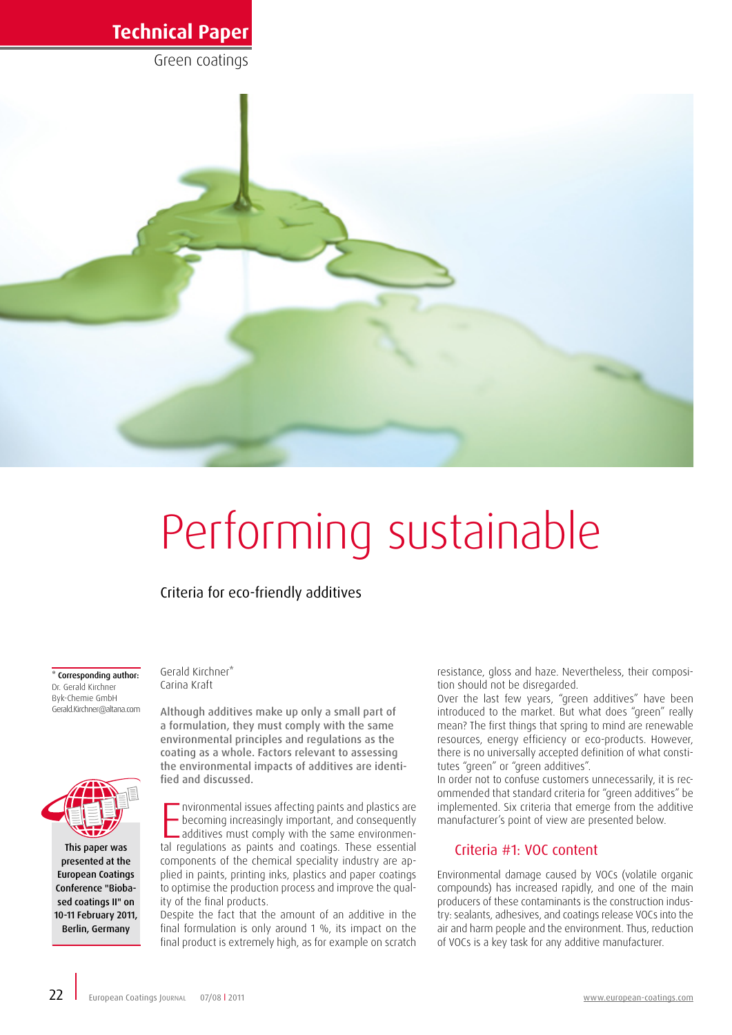Technical Paper

Green coatings

# Performing sustainable

## Criteria for eco-friendly additives

Gerald Kirchner*
Carina Kraft

**Although additives make up only a small part of a formulation, they must comply with the same environmental principles and regulations as the coating as a whole. Factors relevant to assessing the environmental impacts of additives are identified and discussed.**

Environmental issues affecting paints and plastics are becoming increasingly important, and consequently additives must comply with the same environmental regulations as paints and coatings. These essential components of the chemical speciality industry are applied in paints, printing inks, plastics and paper coatings to optimise the production process and improve the quality of the final products.

Despite the fact that the amount of an additive in the final formulation is only around 1 %, its impact on the final product is extremely high, as for example on scratch resistance, gloss and haze. Nevertheless, their composition should not be disregarded.

Over the last few years, "green additives" have been introduced to the market. But what does "green" really mean? The first things that spring to mind are renewable resources, energy efficiency or eco-products. However, there is no universally accepted definition of what constitutes "green" or "green additives".

In order not to confuse customers unnecessarily, it is recommended that standard criteria for "green additives" be implemented. Six criteria that emerge from the additive manufacturer's point of view are presented below.

### Criteria #1: VOC content

Environmental damage caused by VOCs (volatile organic compounds) has increased rapidly, and one of the main producers of these contaminants is the construction industry: sealants, adhesives, and coatings release VOCs into the air and harm people and the environment. Thus, reduction of VOCs is a key task for any additive manufacturer.

---

**\* Corresponding author:**
Dr. Gerald Kirchner
Byk-Chemie GmbH
Gerald.Kirchner@altana.com

**This paper was presented at the European Coatings Conference "Biobased coatings II" on 10-11 February 2011, Berlin, Germany**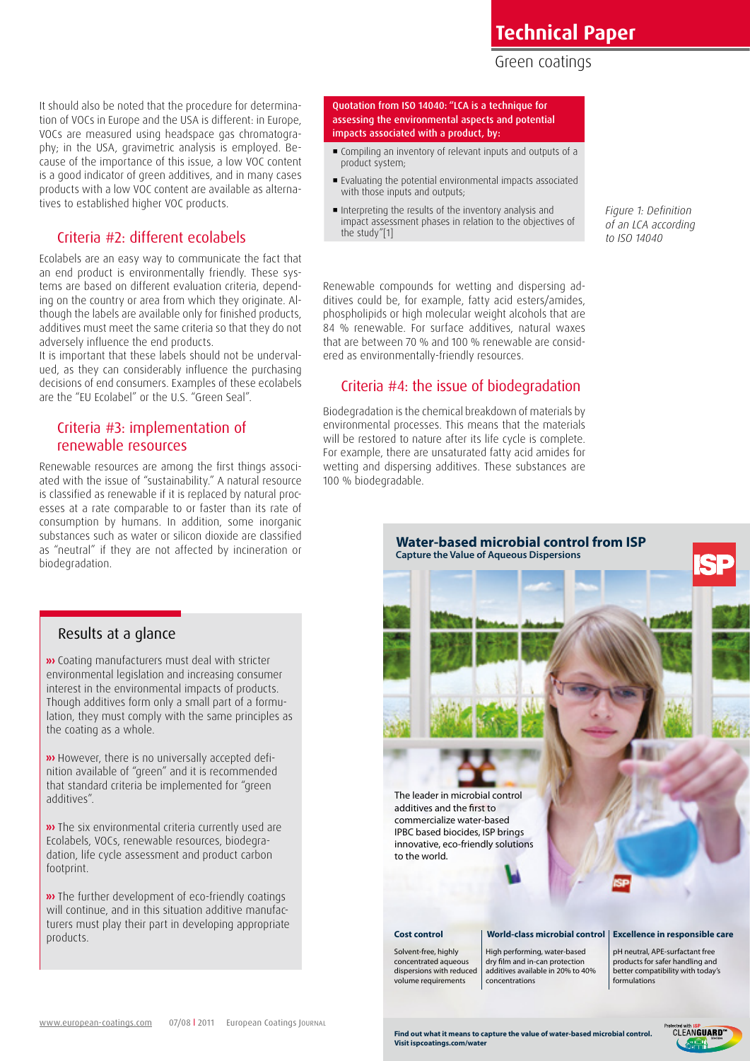It should also be noted that the procedure for determination of VOCs in Europe and the USA is different: in Europe, VOCs are measured using headspace gas chromatography; in the USA, gravimetric analysis is employed. Because of the importance of this issue, a low VOC content is a good indicator of green additives, and in many cases products with a low VOC content are available as alternatives to established higher VOC products.

## Criteria #2: different ecolabels

Ecolabels are an easy way to communicate the fact that an end product is environmentally friendly. These systems are based on different evaluation criteria, depending on the country or area from which they originate. Although the labels are available only for finished products, additives must meet the same criteria so that they do not adversely influence the end products.

It is important that these labels should not be undervalued, as they can considerably influence the purchasing decisions of end consumers. Examples of these ecolabels are the "EU Ecolabel" or the U.S. "Green Seal".

## Criteria #3: implementation of renewable resources

Renewable resources are among the first things associated with the issue of "sustainability." A natural resource is classified as renewable if it is replaced by natural processes at a rate comparable to or faster than its rate of consumption by humans. In addition, some inorganic substances such as water or silicon dioxide are classified as "neutral" if they are not affected by incineration or biodegradation.

**Quotation from ISO 14040: "LCA is a technique for assessing the environmental aspects and potential impacts associated with a product, by:**

- Compiling an inventory of relevant inputs and outputs of a product system;
- Evaluating the potential environmental impacts associated with those inputs and outputs;
- Interpreting the results of the inventory analysis and impact assessment phases in relation to the objectives of the study"[1]

*Figure 1: Definition of an LCA according to ISO 14040*

Renewable compounds for wetting and dispersing additives could be, for example, fatty acid esters/amides, phospholipids or high molecular weight alcohols that are 84 % renewable. For surface additives, natural waxes that are between 70 % and 100 % renewable are considered as environmentally-friendly resources.

## Criteria #4: the issue of biodegradation

Biodegradation is the chemical breakdown of materials by environmental processes. This means that the materials will be restored to nature after its life cycle is complete. For example, there are unsaturated fatty acid amides for wetting and dispersing additives. These substances are 100 % biodegradable.

### Results at a glance

››› Coating manufacturers must deal with stricter environmental legislation and increasing consumer interest in the environmental impacts of products. Though additives form only a small part of a formulation, they must comply with the same principles as the coating as a whole.

››› However, there is no universally accepted definition available of "green" and it is recommended that standard criteria be implemented for "green additives".

››› The six environmental criteria currently used are Ecolabels, VOCs, renewable resources, biodegradation, life cycle assessment and product carbon footprint.

››› The further development of eco-friendly coatings will continue, and in this situation additive manufacturers must play their part in developing appropriate products.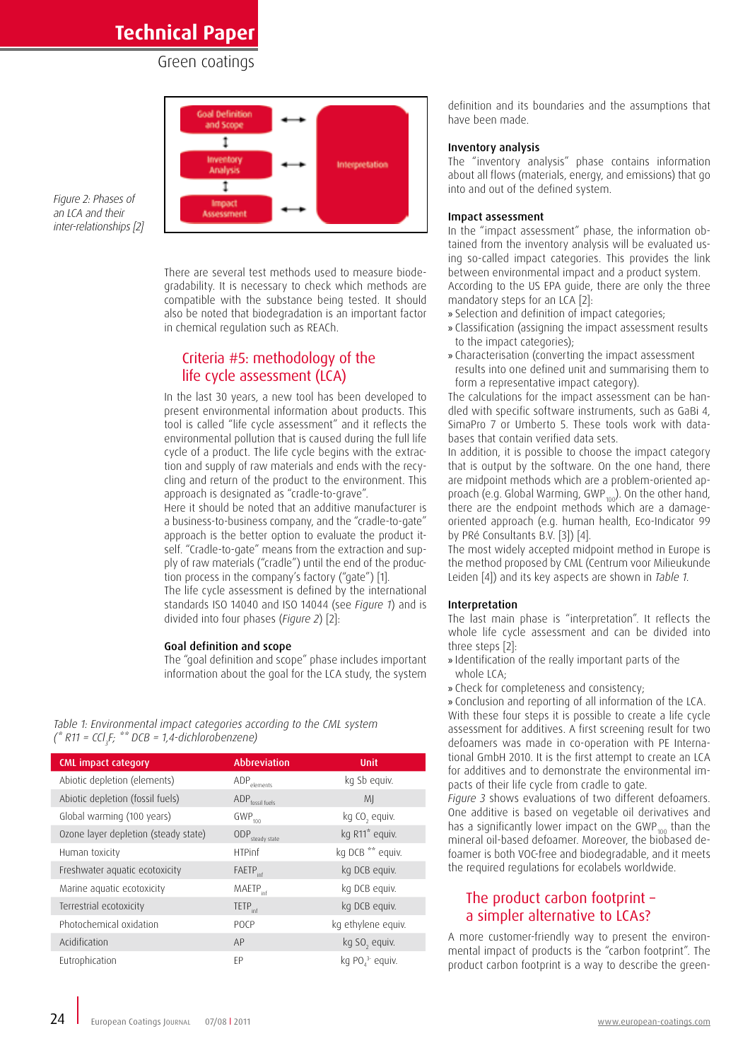Figure 2: Phases of an LCA and their inter-relationships [2]

Goal Definition and Scope

Inventory Analysis

Impact Assessment

Interpretation

There are several test methods used to measure biodegradability. It is necessary to check which methods are compatible with the substance being tested. It should also be noted that biodegradation is an important factor in chemical regulation such as REACh.

## Criteria #5: methodology of the life cycle assessment (LCA)

In the last 30 years, a new tool has been developed to present environmental information about products. This tool is called "life cycle assessment" and it reflects the environmental pollution that is caused during the full life cycle of a product. The life cycle begins with the extraction and supply of raw materials and ends with the recycling and return of the product to the environment. This approach is designated as "cradle-to-grave".

Here it should be noted that an additive manufacturer is a business-to-business company, and the "cradle-to-gate" approach is the better option to evaluate the product itself. "Cradle-to-gate" means from the extraction and supply of raw materials ("cradle") until the end of the production process in the company's factory ("gate") [1].

The life cycle assessment is defined by the international standards ISO 14040 and ISO 14044 (see *Figure 1*) and is divided into four phases (*Figure 2*) [2]:

### Goal definition and scope

The "goal definition and scope" phase includes important information about the goal for the LCA study, the system definition and its boundaries and the assumptions that have been made.

### Inventory analysis

The "inventory analysis" phase contains information about all flows (materials, energy, and emissions) that go into and out of the defined system.

### Impact assessment

In the "impact assessment" phase, the information obtained from the inventory analysis will be evaluated using so-called impact categories. This provides the link between environmental impact and a product system. According to the US EPA guide, there are only the three mandatory steps for an LCA [2]:

- Selection and definition of impact categories;
- Classification (assigning the impact assessment results to the impact categories);
- Characterisation (converting the impact assessment results into one defined unit and summarising them to form a representative impact category).

The calculations for the impact assessment can be handled with specific software instruments, such as GaBi 4, SimaPro 7 or Umberto 5. These tools work with databases that contain verified data sets.

In addition, it is possible to choose the impact category that is output by the software. On the one hand, there are midpoint methods which are a problem-oriented approach (e.g. Global Warming, $GWP_{100}$). On the other hand, there are the endpoint methods which are a damage-oriented approach (e.g. human health, Eco-Indicator 99 by PRé Consultants B.V. [3]) [4].

The most widely accepted midpoint method in Europe is the method proposed by CML (Centrum voor Milieukunde Leiden [4]) and its key aspects are shown in *Table 1*.

### Interpretation

The last main phase is "interpretation". It reflects the whole life cycle assessment and can be divided into three steps [2]:

- Identification of the really important parts of the whole LCA;
- Check for completeness and consistency;
- Conclusion and reporting of all information of the LCA.

With these four steps it is possible to create a life cycle assessment for additives. A first screening result for two defoamers was made in co-operation with PE International GmbH 2010. It is the first attempt to create an LCA for additives and to demonstrate the environmental impacts of their life cycle from cradle to gate.

*Figure 3* shows evaluations of two different defoamers. One additive is based on vegetable oil derivatives and has a significantly lower impact on the $GWP_{100}$ than the mineral oil-based defoamer. Moreover, the biobased defoamer is both VOC-free and biodegradable, and it meets the required regulations for ecolabels worldwide.

*Table 1: Environmental impact categories according to the CML system (* R11 = $CCl_3F$; ** DCB = 1,4-dichlorobenzene)*

| CML impact category | Abbreviation | Unit |
|---|---|---|
| Abiotic depletion (elements) | $ADP_{elements}$ | kg Sb equiv. |
| Abiotic depletion (fossil fuels) | $ADP_{fossil\ fuels}$ | MJ |
| Global warming (100 years) | $GWP_{100}$ | kg $CO_2$ equiv. |
| Ozone layer depletion (steady state) | $ODP_{steady\ state}$ | kg R11* equiv. |
| Human toxicity | HTPinf | kg DCB ** equiv. |
| Freshwater aquatic ecotoxicity | $FAETP_{inf}$ | kg DCB equiv. |
| Marine aquatic ecotoxicity | $MAETP_{inf}$ | kg DCB equiv. |
| Terrestrial ecotoxicity | $TETP_{inf}$ | kg DCB equiv. |
| Photochemical oxidation | POCP | kg ethylene equiv. |
| Acidification | AP | kg $SO_2$ equiv. |
| Eutrophication | EP | kg $PO_4^{3-}$ equiv. |

## The product carbon footprint – a simpler alternative to LCAs?

A more customer-friendly way to present the environmental impact of products is the "carbon footprint". The product carbon footprint is a way to describe the green-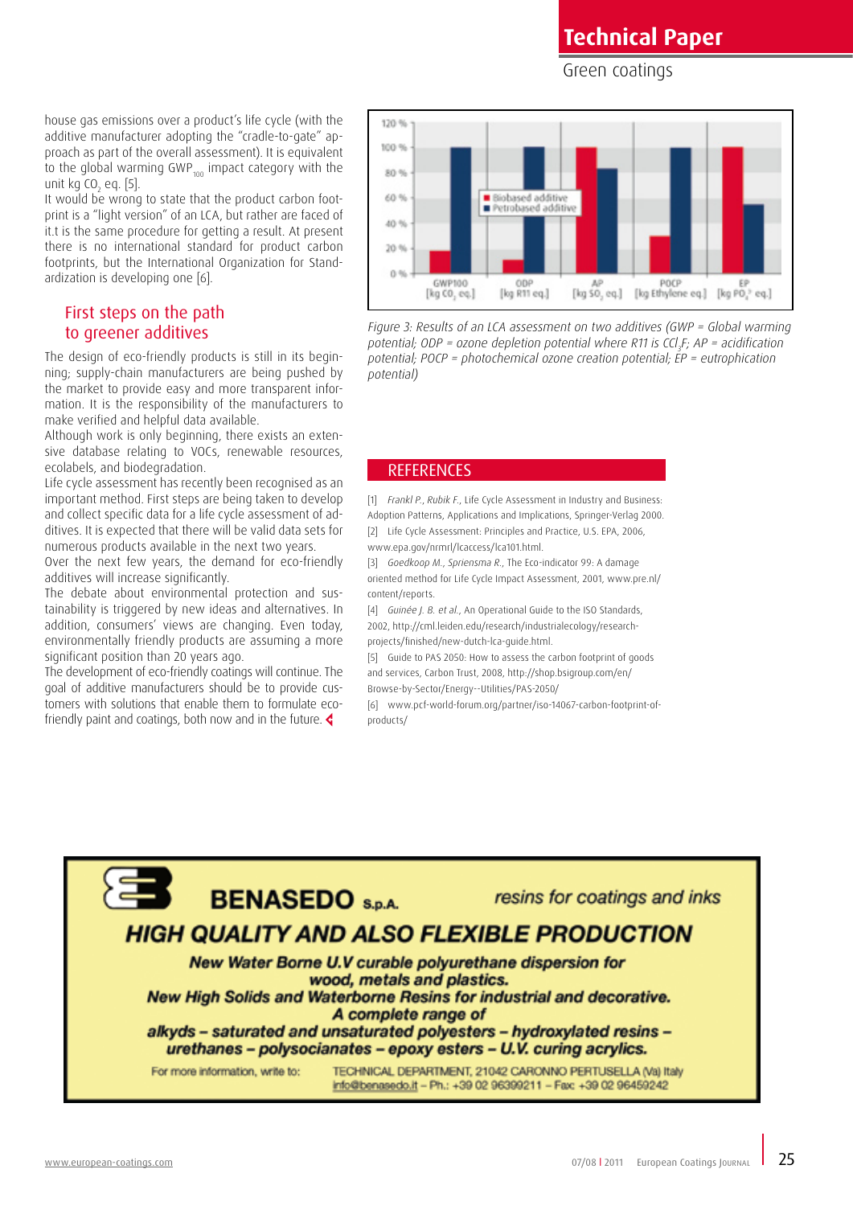house gas emissions over a product's life cycle (with the additive manufacturer adopting the "cradle-to-gate" approach as part of the overall assessment). It is equivalent to the global warming $GWP_{100}$ impact category with the unit kg $CO_2$ eq. [5].

It would be wrong to state that the product carbon footprint is a "light version" of an LCA, but rather are faced of it.t is the same procedure for getting a result. At present there is no international standard for product carbon footprints, but the International Organization for Standardization is developing one [6].

## First steps on the path to greener additives

The design of eco-friendly products is still in its beginning; supply-chain manufacturers are being pushed by the market to provide easy and more transparent information. It is the responsibility of the manufacturers to make verified and helpful data available.

Although work is only beginning, there exists an extensive database relating to VOCs, renewable resources, ecolabels, and biodegradation.

Life cycle assessment has recently been recognised as an important method. First steps are being taken to develop and collect specific data for a life cycle assessment of additives. It is expected that there will be valid data sets for numerous products available in the next two years.

Over the next few years, the demand for eco-friendly additives will increase significantly.

The debate about environmental protection and sustainability is triggered by new ideas and alternatives. In addition, consumers' views are changing. Even today, environmentally friendly products are assuming a more significant position than 20 years ago.

The development of eco-friendly coatings will continue. The goal of additive manufacturers should be to provide customers with solutions that enable them to formulate eco-friendly paint and coatings, both now and in the future.

120 %
100 %
80 %
60 %
40 %
20 %
0 %

Biobased additive
Petrobased additive

GWP100 [kg $CO_2$ eq.]
ODP [kg R11 eq.]
AP [kg $SO_2$ eq.]
POCP [kg Ethylene eq.]
EP [kg $PO_4^{3-}$ eq.]

*Figure 3: Results of an LCA assessment on two additives (GWP = Global warming potential; ODP = ozone depletion potential where R11 is $CCl_3F$; AP = acidification potential; POCP = photochemical ozone creation potential; EP = eutrophication potential)*

## REFERENCES

[1] *Frankl P., Rubik F.*, Life Cycle Assessment in Industry and Business: Adoption Patterns, Applications and Implications, Springer-Verlag 2000.

[2] Life Cycle Assessment: Principles and Practice, U.S. EPA, 2006, www.epa.gov/nrmrl/lcaccess/lca101.html.

[3] *Goedkoop M., Spriensma R.*, The Eco-indicator 99: A damage oriented method for Life Cycle Impact Assessment, 2001, www.pre.nl/content/reports.

[4] *Guinée J. B. et al.*, An Operational Guide to the ISO Standards, 2002, http://cml.leiden.edu/research/industrialecology/research-projects/finished/new-dutch-lca-guide.html.

[5] Guide to PAS 2050: How to assess the carbon footprint of goods and services, Carbon Trust, 2008, http://shop.bsigroup.com/en/Browse-by-Sector/Energy--Utilities/PAS-2050/

[6] www.pcf-world-forum.org/partner/iso-14067-carbon-footprint-of-products/

**BENASEDO S.p.A.** *resins for coatings and inks*

***HIGH QUALITY AND ALSO FLEXIBLE PRODUCTION***

***New Water Borne U.V curable polyurethane dispersion for wood, metals and plastics.***
***New High Solids and Waterborne Resins for industrial and decorative.***
***A complete range of***
***alkyds – saturated and unsaturated polyesters – hydroxylated resins – urethanes – polysocianates – epoxy esters – U.V. curing acrylics.***

For more information, write to: TECHNICAL DEPARTMENT, 21042 CARONNO PERTUSELLA (Va) Italy
info@benasedo.it – Ph.: +39 02 96399211 – Fax: +39 02 96459242